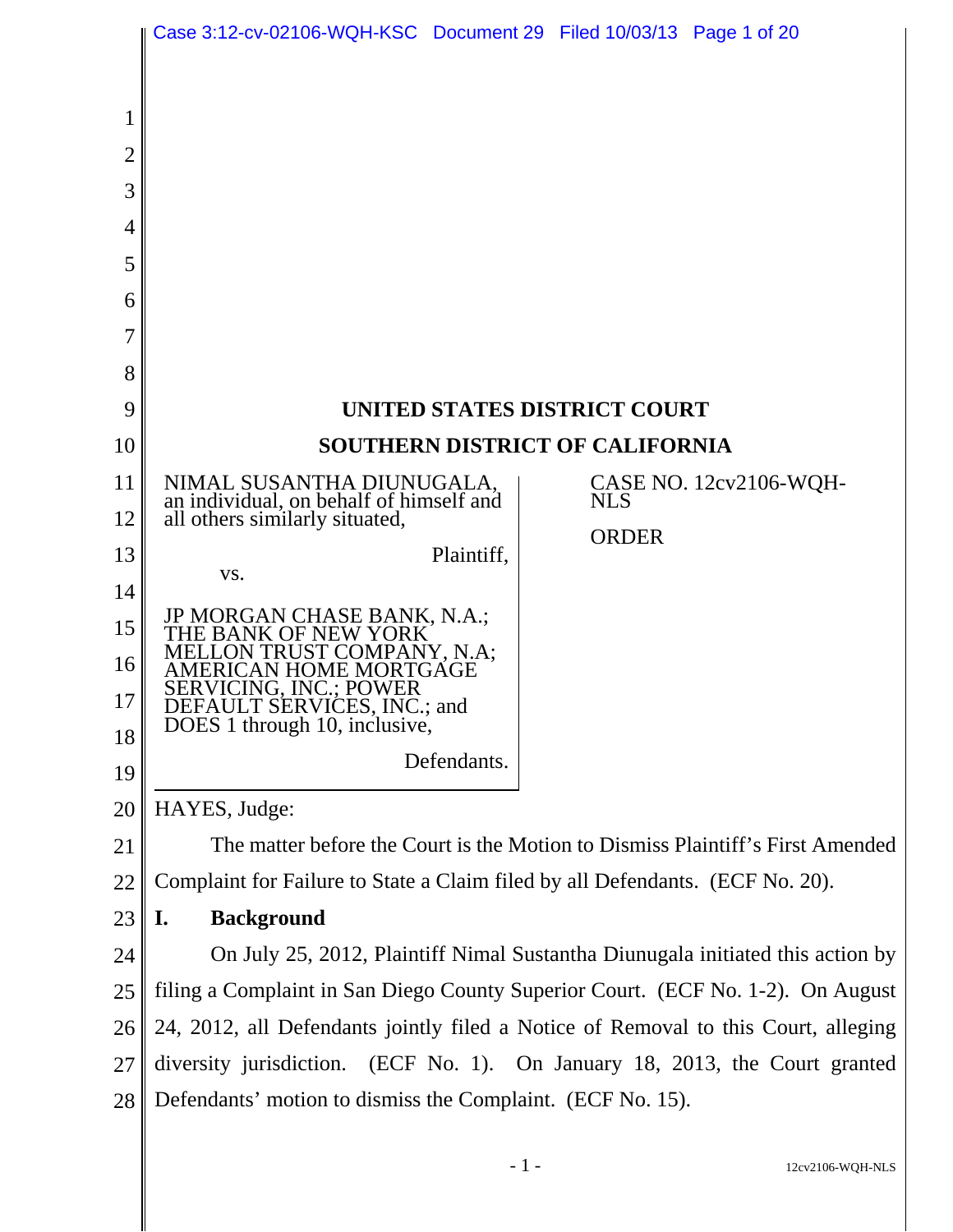# UNITED STATES DISTRICT COURT

# SOUTHERN DISTRICT OF CALIFORNIA

NIMAL SUSANTHA DIUNUGALA, an individual, on behalf of himself and all others similarly situated,

Plaintiff,

vs.

JP MORGAN CHASE BANK, N.A.; THE BANK OF NEW YORK MELLON TRUST COMPANY, N.A; AMERICAN HOME MORTGAGE SERVICING, INC.; POWER DEFAULT SERVICES, INC.; and DOES 1 through 10, inclusive,

Defendants.

CASE NO. 12cv2106-WQH-NLS

ORDER

HAYES, Judge:

The matter before the Court is the Motion to Dismiss Plaintiff's First Amended Complaint for Failure to State a Claim filed by all Defendants. (ECF No. 20).

## I. Background

On July 25, 2012, Plaintiff Nimal Sustantha Diunugala initiated this action by filing a Complaint in San Diego County Superior Court. (ECF No. 1-2). On August 24, 2012, all Defendants jointly filed a Notice of Removal to this Court, alleging diversity jurisdiction. (ECF No. 1). On January 18, 2013, the Court granted Defendants' motion to dismiss the Complaint. (ECF No. 15).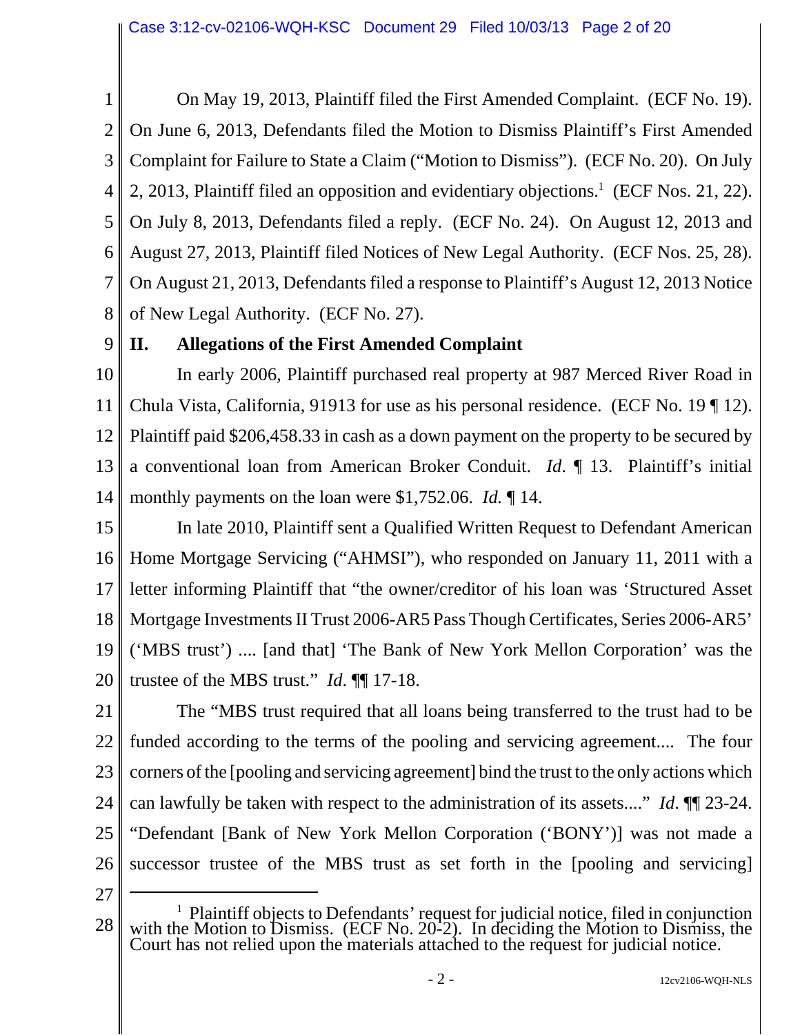On May 19, 2013, Plaintiff filed the First Amended Complaint. (ECF No. 19). On June 6, 2013, Defendants filed the Motion to Dismiss Plaintiff's First Amended Complaint for Failure to State a Claim ("Motion to Dismiss"). (ECF No. 20). On July 2, 2013, Plaintiff filed an opposition and evidentiary objections.[1] (ECF Nos. 21, 22). On July 8, 2013, Defendants filed a reply. (ECF No. 24). On August 12, 2013 and August 27, 2013, Plaintiff filed Notices of New Legal Authority. (ECF Nos. 25, 28). On August 21, 2013, Defendants filed a response to Plaintiff's August 12, 2013 Notice of New Legal Authority. (ECF No. 27).

## II. Allegations of the First Amended Complaint

In early 2006, Plaintiff purchased real property at 987 Merced River Road in Chula Vista, California, 91913 for use as his personal residence. (ECF No. 19 ¶ 12). Plaintiff paid $206,458.33 in cash as a down payment on the property to be secured by a conventional loan from American Broker Conduit. *Id.* ¶ 13. Plaintiff's initial monthly payments on the loan were $1,752.06. *Id.* ¶ 14.

In late 2010, Plaintiff sent a Qualified Written Request to Defendant American Home Mortgage Servicing ("AHMSI"), who responded on January 11, 2011 with a letter informing Plaintiff that "the owner/creditor of his loan was 'Structured Asset Mortgage Investments II Trust 2006-AR5 Pass Though Certificates, Series 2006-AR5' ('MBS trust') .... [and that] 'The Bank of New York Mellon Corporation' was the trustee of the MBS trust." *Id.* ¶¶ 17-18.

The "MBS trust required that all loans being transferred to the trust had to be funded according to the terms of the pooling and servicing agreement.... The four corners of the [pooling and servicing agreement] bind the trust to the only actions which can lawfully be taken with respect to the administration of its assets...." *Id.* ¶¶ 23-24. "Defendant [Bank of New York Mellon Corporation ('BONY')] was not made a successor trustee of the MBS trust as set forth in the [pooling and servicing]

---

[1] Plaintiff objects to Defendants' request for judicial notice, filed in conjunction with the Motion to Dismiss. (ECF No. 20-2). In deciding the Motion to Dismiss, the Court has not relied upon the materials attached to the request for judicial notice.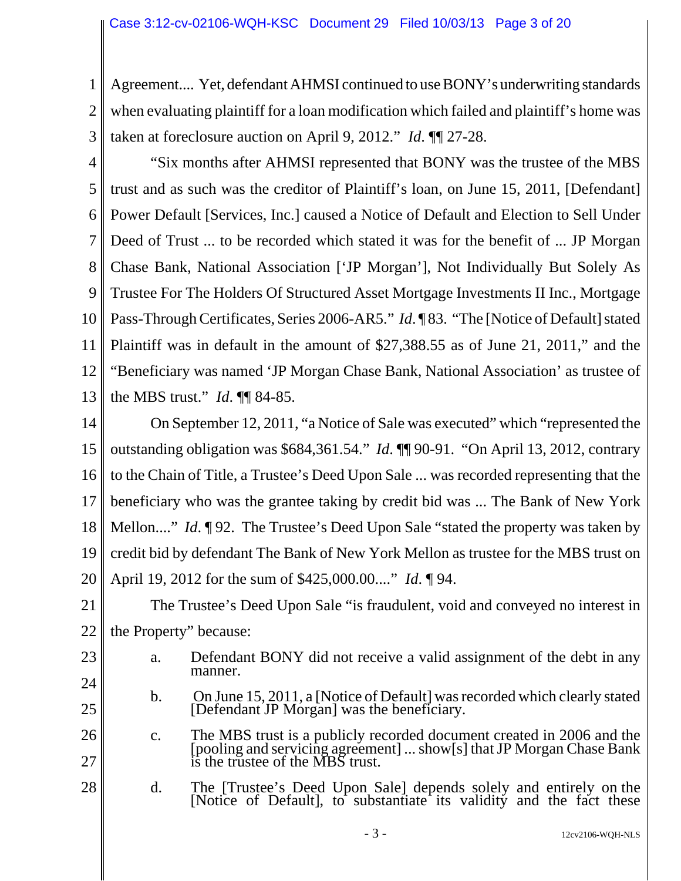Agreement.... Yet, defendant AHMSI continued to use BONY's underwriting standards when evaluating plaintiff for a loan modification which failed and plaintiff's home was taken at foreclosure auction on April 9, 2012." *Id.* ¶¶ 27-28.

"Six months after AHMSI represented that BONY was the trustee of the MBS trust and as such was the creditor of Plaintiff's loan, on June 15, 2011, [Defendant] Power Default [Services, Inc.] caused a Notice of Default and Election to Sell Under Deed of Trust ... to be recorded which stated it was for the benefit of ... JP Morgan Chase Bank, National Association ['JP Morgan'], Not Individually But Solely As Trustee For The Holders Of Structured Asset Mortgage Investments II Inc., Mortgage Pass-Through Certificates, Series 2006-AR5." *Id.* ¶ 83. "The [Notice of Default] stated Plaintiff was in default in the amount of $27,388.55 as of June 21, 2011," and the "Beneficiary was named 'JP Morgan Chase Bank, National Association' as trustee of the MBS trust." *Id.* ¶¶ 84-85.

On September 12, 2011, "a Notice of Sale was executed" which "represented the outstanding obligation was $684,361.54." *Id.* ¶¶ 90-91. "On April 13, 2012, contrary to the Chain of Title, a Trustee's Deed Upon Sale ... was recorded representing that the beneficiary who was the grantee taking by credit bid was ... The Bank of New York Mellon...." *Id.* ¶ 92. The Trustee's Deed Upon Sale "stated the property was taken by credit bid by defendant The Bank of New York Mellon as trustee for the MBS trust on April 19, 2012 for the sum of $425,000.00...." *Id.* ¶ 94.

The Trustee's Deed Upon Sale "is fraudulent, void and conveyed no interest in the Property" because:

a. Defendant BONY did not receive a valid assignment of the debt in any manner.

b. On June 15, 2011, a [Notice of Default] was recorded which clearly stated [Defendant JP Morgan] was the beneficiary.

c. The MBS trust is a publicly recorded document created in 2006 and the [pooling and servicing agreement] ... show[s] that JP Morgan Chase Bank is the trustee of the MBS trust.

d. The [Trustee's Deed Upon Sale] depends solely and entirely on the [Notice of Default], to substantiate its validity and the fact these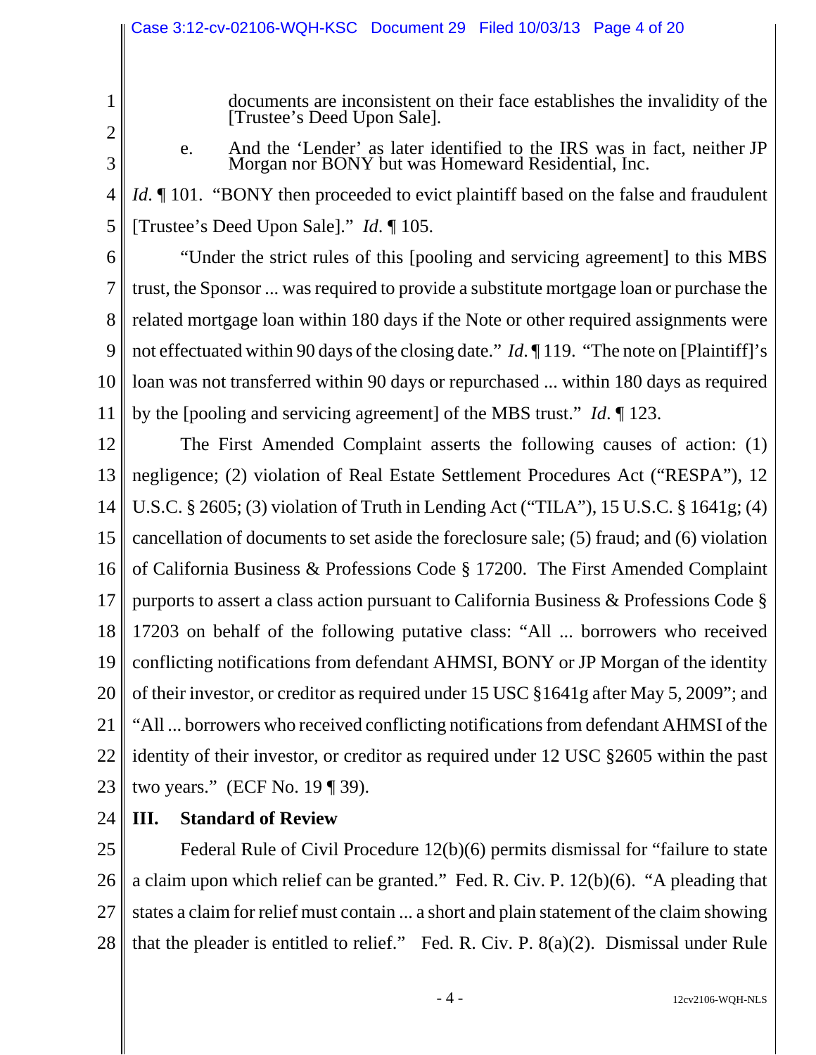documents are inconsistent on their face establishes the invalidity of the [Trustee's Deed Upon Sale].

e. And the 'Lender' as later identified to the IRS was in fact, neither JP Morgan nor BONY but was Homeward Residential, Inc.

*Id.* ¶ 101. "BONY then proceeded to evict plaintiff based on the false and fraudulent [Trustee's Deed Upon Sale]." *Id.* ¶ 105.

"Under the strict rules of this [pooling and servicing agreement] to this MBS trust, the Sponsor ... was required to provide a substitute mortgage loan or purchase the related mortgage loan within 180 days if the Note or other required assignments were not effectuated within 90 days of the closing date." *Id.* ¶ 119. "The note on [Plaintiff]'s loan was not transferred within 90 days or repurchased ... within 180 days as required by the [pooling and servicing agreement] of the MBS trust." *Id.* ¶ 123.

The First Amended Complaint asserts the following causes of action: (1) negligence; (2) violation of Real Estate Settlement Procedures Act ("RESPA"), 12 U.S.C. § 2605; (3) violation of Truth in Lending Act ("TILA"), 15 U.S.C. § 1641g; (4) cancellation of documents to set aside the foreclosure sale; (5) fraud; and (6) violation of California Business & Professions Code § 17200. The First Amended Complaint purports to assert a class action pursuant to California Business & Professions Code § 17203 on behalf of the following putative class: "All ... borrowers who received conflicting notifications from defendant AHMSI, BONY or JP Morgan of the identity of their investor, or creditor as required under 15 USC §1641g after May 5, 2009"; and "All ... borrowers who received conflicting notifications from defendant AHMSI of the identity of their investor, or creditor as required under 12 USC §2605 within the past two years." (ECF No. 19 ¶ 39).

## III. Standard of Review

Federal Rule of Civil Procedure 12(b)(6) permits dismissal for "failure to state a claim upon which relief can be granted." Fed. R. Civ. P. 12(b)(6). "A pleading that states a claim for relief must contain ... a short and plain statement of the claim showing that the pleader is entitled to relief." Fed. R. Civ. P. 8(a)(2). Dismissal under Rule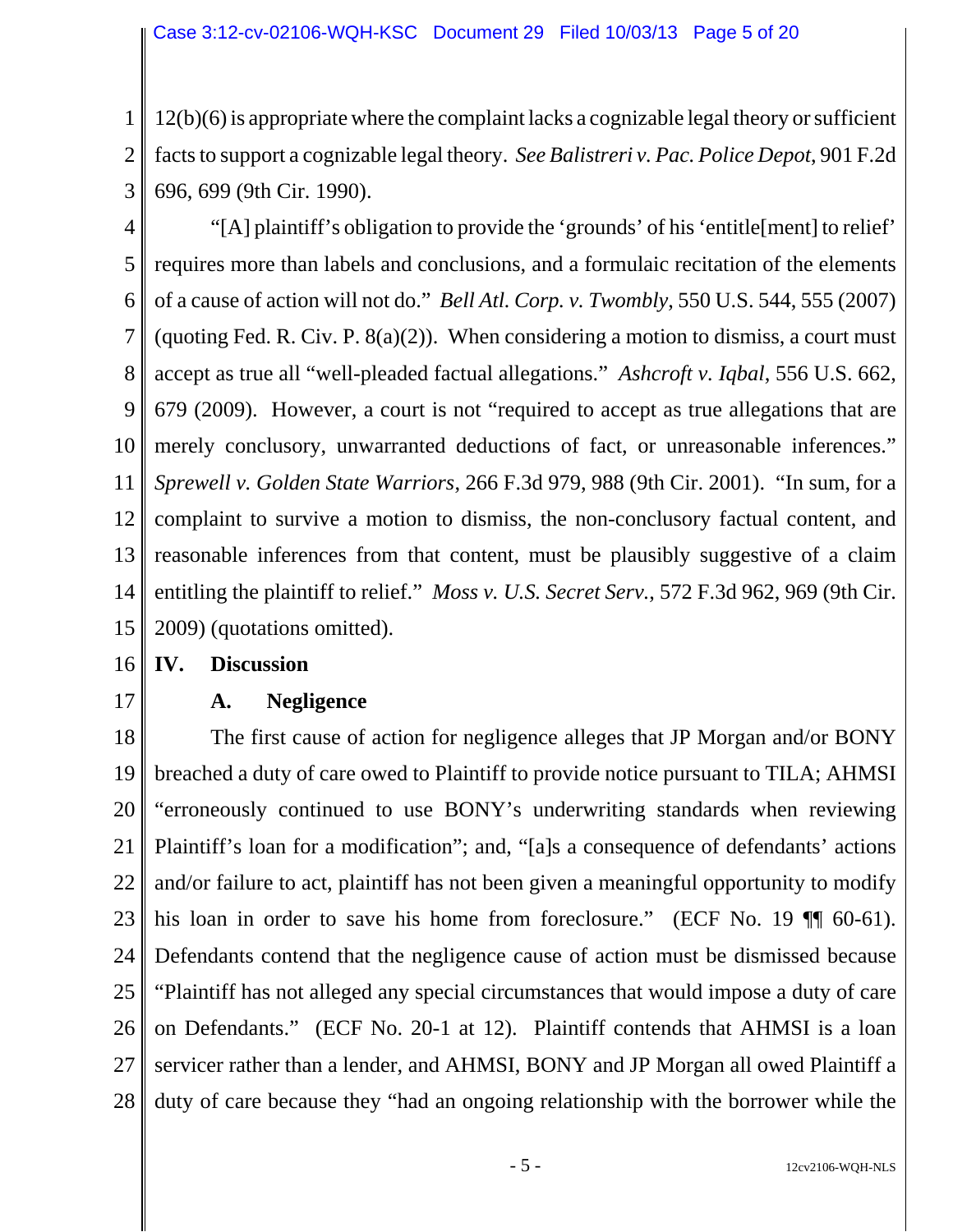12(b)(6) is appropriate where the complaint lacks a cognizable legal theory or sufficient facts to support a cognizable legal theory. *See Balistreri v. Pac. Police Depot*, 901 F.2d 696, 699 (9th Cir. 1990).

"[A] plaintiff's obligation to provide the 'grounds' of his 'entitle[ment] to relief' requires more than labels and conclusions, and a formulaic recitation of the elements of a cause of action will not do." *Bell Atl. Corp. v. Twombly*, 550 U.S. 544, 555 (2007) (quoting Fed. R. Civ. P. 8(a)(2)). When considering a motion to dismiss, a court must accept as true all "well-pleaded factual allegations." *Ashcroft v. Iqbal*, 556 U.S. 662, 679 (2009). However, a court is not "required to accept as true allegations that are merely conclusory, unwarranted deductions of fact, or unreasonable inferences." *Sprewell v. Golden State Warriors*, 266 F.3d 979, 988 (9th Cir. 2001). "In sum, for a complaint to survive a motion to dismiss, the non-conclusory factual content, and reasonable inferences from that content, must be plausibly suggestive of a claim entitling the plaintiff to relief." *Moss v. U.S. Secret Serv.*, 572 F.3d 962, 969 (9th Cir. 2009) (quotations omitted).

## IV. Discussion

### A. Negligence

The first cause of action for negligence alleges that JP Morgan and/or BONY breached a duty of care owed to Plaintiff to provide notice pursuant to TILA; AHMSI "erroneously continued to use BONY's underwriting standards when reviewing Plaintiff's loan for a modification"; and, "[a]s a consequence of defendants' actions and/or failure to act, plaintiff has not been given a meaningful opportunity to modify his loan in order to save his home from foreclosure." (ECF No. 19 ¶¶ 60-61). Defendants contend that the negligence cause of action must be dismissed because "Plaintiff has not alleged any special circumstances that would impose a duty of care on Defendants." (ECF No. 20-1 at 12). Plaintiff contends that AHMSI is a loan servicer rather than a lender, and AHMSI, BONY and JP Morgan all owed Plaintiff a duty of care because they "had an ongoing relationship with the borrower while the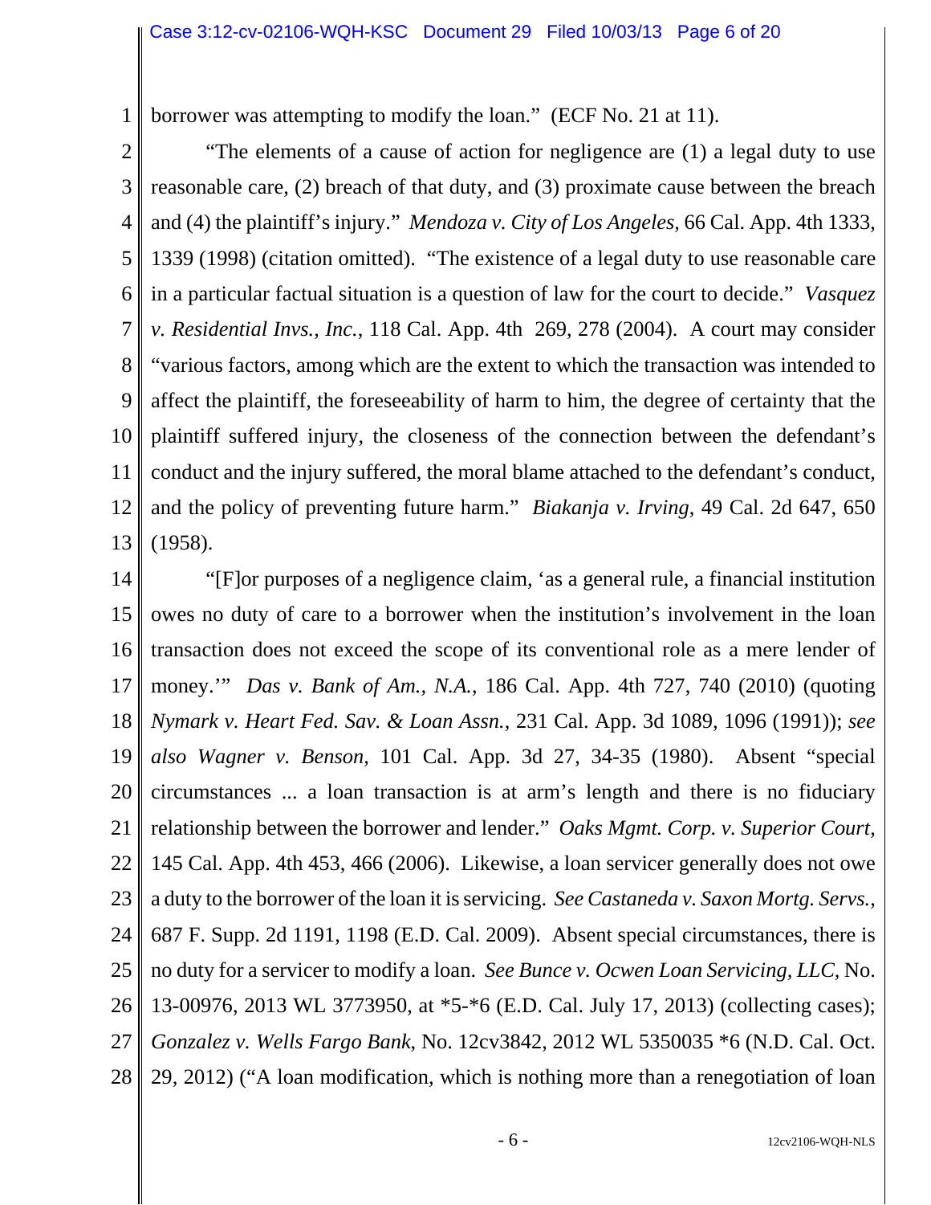borrower was attempting to modify the loan." (ECF No. 21 at 11).

"The elements of a cause of action for negligence are (1) a legal duty to use reasonable care, (2) breach of that duty, and (3) proximate cause between the breach and (4) the plaintiff's injury." *Mendoza v. City of Los Angeles*, 66 Cal. App. 4th 1333, 1339 (1998) (citation omitted). "The existence of a legal duty to use reasonable care in a particular factual situation is a question of law for the court to decide." *Vasquez v. Residential Invs., Inc.*, 118 Cal. App. 4th 269, 278 (2004). A court may consider "various factors, among which are the extent to which the transaction was intended to affect the plaintiff, the foreseeability of harm to him, the degree of certainty that the plaintiff suffered injury, the closeness of the connection between the defendant's conduct and the injury suffered, the moral blame attached to the defendant's conduct, and the policy of preventing future harm." *Biakanja v. Irving*, 49 Cal. 2d 647, 650 (1958).

"[F]or purposes of a negligence claim, 'as a general rule, a financial institution owes no duty of care to a borrower when the institution's involvement in the loan transaction does not exceed the scope of its conventional role as a mere lender of money.'" *Das v. Bank of Am., N.A.*, 186 Cal. App. 4th 727, 740 (2010) (quoting *Nymark v. Heart Fed. Sav. & Loan Assn.*, 231 Cal. App. 3d 1089, 1096 (1991)); *see also Wagner v. Benson*, 101 Cal. App. 3d 27, 34-35 (1980). Absent "special circumstances ... a loan transaction is at arm's length and there is no fiduciary relationship between the borrower and lender." *Oaks Mgmt. Corp. v. Superior Court*, 145 Cal. App. 4th 453, 466 (2006). Likewise, a loan servicer generally does not owe a duty to the borrower of the loan it is servicing. *See Castaneda v. Saxon Mortg. Servs.*, 687 F. Supp. 2d 1191, 1198 (E.D. Cal. 2009). Absent special circumstances, there is no duty for a servicer to modify a loan. *See Bunce v. Ocwen Loan Servicing, LLC*, No. 13-00976, 2013 WL 3773950, at *5-*6 (E.D. Cal. July 17, 2013) (collecting cases); *Gonzalez v. Wells Fargo Bank*, No. 12cv3842, 2012 WL 5350035 *6 (N.D. Cal. Oct. 29, 2012) ("A loan modification, which is nothing more than a renegotiation of loan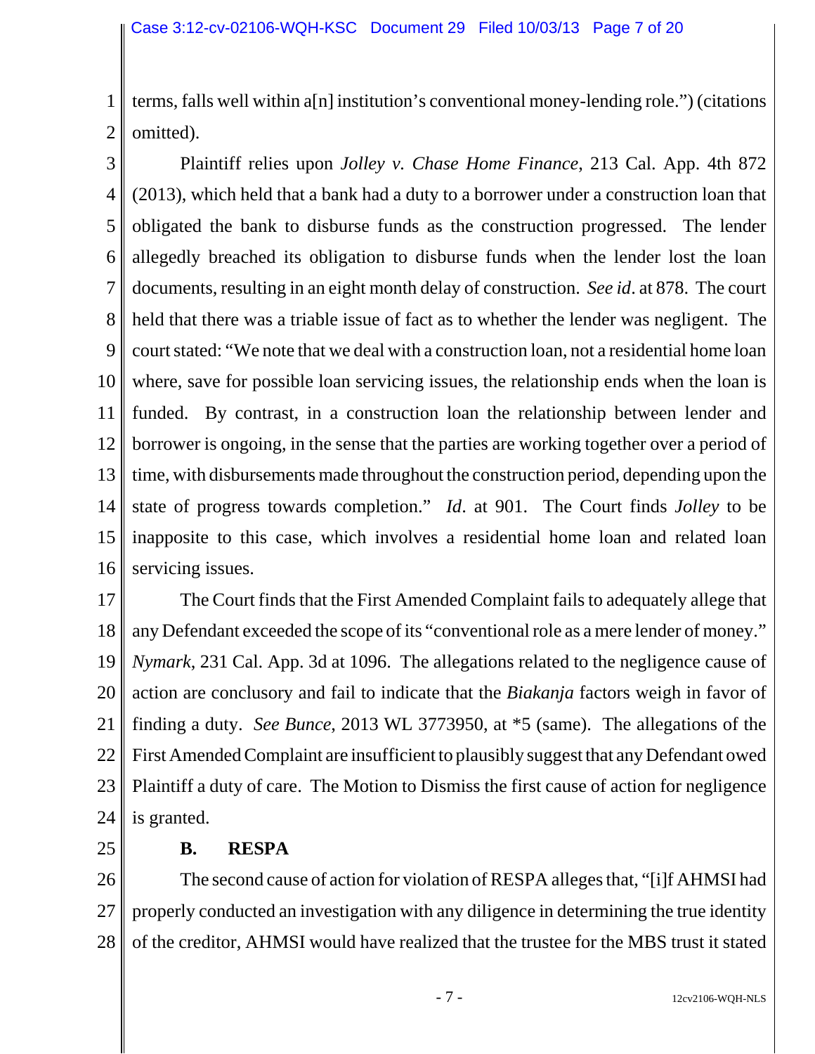terms, falls well within a[n] institution's conventional money-lending role.") (citations omitted).

Plaintiff relies upon *Jolley v. Chase Home Finance*, 213 Cal. App. 4th 872 (2013), which held that a bank had a duty to a borrower under a construction loan that obligated the bank to disburse funds as the construction progressed. The lender allegedly breached its obligation to disburse funds when the lender lost the loan documents, resulting in an eight month delay of construction. *See id*. at 878. The court held that there was a triable issue of fact as to whether the lender was negligent. The court stated: "We note that we deal with a construction loan, not a residential home loan where, save for possible loan servicing issues, the relationship ends when the loan is funded. By contrast, in a construction loan the relationship between lender and borrower is ongoing, in the sense that the parties are working together over a period of time, with disbursements made throughout the construction period, depending upon the state of progress towards completion." *Id*. at 901. The Court finds *Jolley* to be inapposite to this case, which involves a residential home loan and related loan servicing issues.

The Court finds that the First Amended Complaint fails to adequately allege that any Defendant exceeded the scope of its "conventional role as a mere lender of money." *Nymark*, 231 Cal. App. 3d at 1096. The allegations related to the negligence cause of action are conclusory and fail to indicate that the *Biakanja* factors weigh in favor of finding a duty. *See Bunce*, 2013 WL 3773950, at \*5 (same). The allegations of the First Amended Complaint are insufficient to plausibly suggest that any Defendant owed Plaintiff a duty of care. The Motion to Dismiss the first cause of action for negligence is granted.

### B. RESPA

The second cause of action for violation of RESPA alleges that, "[i]f AHMSI had properly conducted an investigation with any diligence in determining the true identity of the creditor, AHMSI would have realized that the trustee for the MBS trust it stated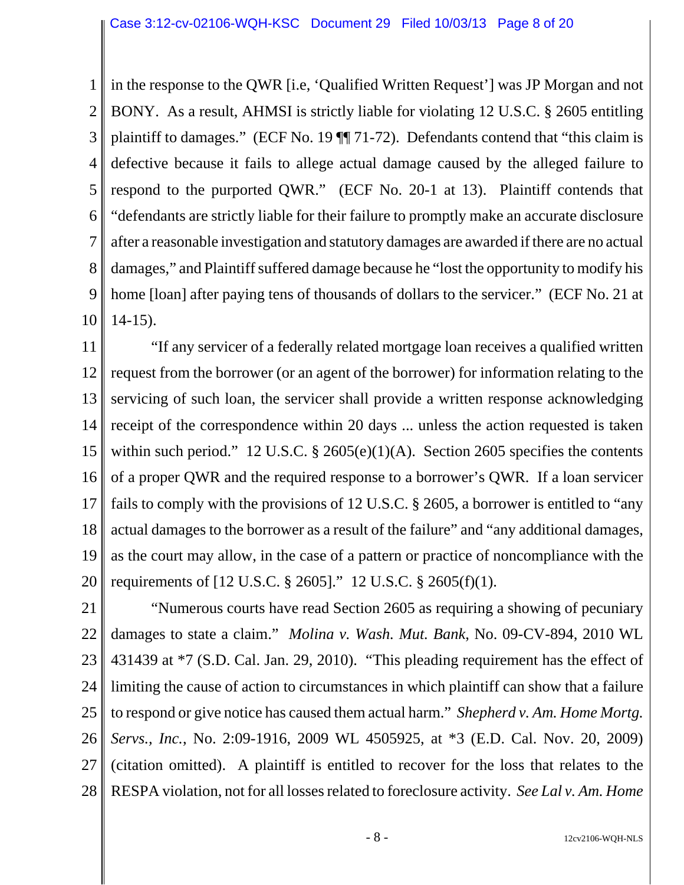in the response to the QWR [i.e, 'Qualified Written Request'] was JP Morgan and not BONY. As a result, AHMSI is strictly liable for violating 12 U.S.C. § 2605 entitling plaintiff to damages." (ECF No. 19 ¶¶ 71-72). Defendants contend that "this claim is defective because it fails to allege actual damage caused by the alleged failure to respond to the purported QWR." (ECF No. 20-1 at 13). Plaintiff contends that "defendants are strictly liable for their failure to promptly make an accurate disclosure after a reasonable investigation and statutory damages are awarded if there are no actual damages," and Plaintiff suffered damage because he "lost the opportunity to modify his home [loan] after paying tens of thousands of dollars to the servicer." (ECF No. 21 at 14-15).

"If any servicer of a federally related mortgage loan receives a qualified written request from the borrower (or an agent of the borrower) for information relating to the servicing of such loan, the servicer shall provide a written response acknowledging receipt of the correspondence within 20 days ... unless the action requested is taken within such period." 12 U.S.C. § 2605(e)(1)(A). Section 2605 specifies the contents of a proper QWR and the required response to a borrower's QWR. If a loan servicer fails to comply with the provisions of 12 U.S.C. § 2605, a borrower is entitled to "any actual damages to the borrower as a result of the failure" and "any additional damages, as the court may allow, in the case of a pattern or practice of noncompliance with the requirements of [12 U.S.C. § 2605]." 12 U.S.C. § 2605(f)(1).

"Numerous courts have read Section 2605 as requiring a showing of pecuniary damages to state a claim." *Molina v. Wash. Mut. Bank*, No. 09-CV-894, 2010 WL 431439 at *7 (S.D. Cal. Jan. 29, 2010). "This pleading requirement has the effect of limiting the cause of action to circumstances in which plaintiff can show that a failure to respond or give notice has caused them actual harm." *Shepherd v. Am. Home Mortg. Servs., Inc.*, No. 2:09-1916, 2009 WL 4505925, at *3 (E.D. Cal. Nov. 20, 2009) (citation omitted). A plaintiff is entitled to recover for the loss that relates to the RESPA violation, not for all losses related to foreclosure activity. *See Lal v. Am. Home*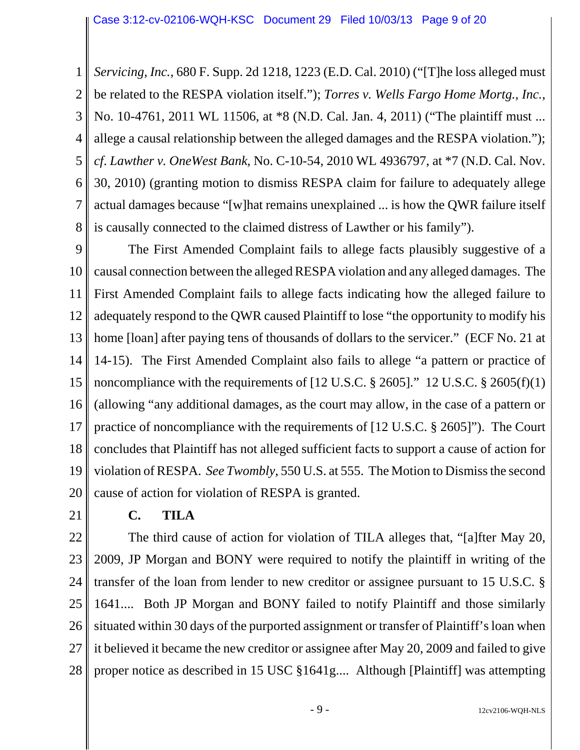*Servicing, Inc.*, 680 F. Supp. 2d 1218, 1223 (E.D. Cal. 2010) ("[T]he loss alleged must be related to the RESPA violation itself."); *Torres v. Wells Fargo Home Mortg., Inc.*, No. 10-4761, 2011 WL 11506, at *8 (N.D. Cal. Jan. 4, 2011) ("The plaintiff must ... allege a causal relationship between the alleged damages and the RESPA violation."); *cf. Lawther v. OneWest Bank*, No. C-10-54, 2010 WL 4936797, at *7 (N.D. Cal. Nov. 30, 2010) (granting motion to dismiss RESPA claim for failure to adequately allege actual damages because "[w]hat remains unexplained ... is how the QWR failure itself is causally connected to the claimed distress of Lawther or his family").

The First Amended Complaint fails to allege facts plausibly suggestive of a causal connection between the alleged RESPA violation and any alleged damages. The First Amended Complaint fails to allege facts indicating how the alleged failure to adequately respond to the QWR caused Plaintiff to lose "the opportunity to modify his home [loan] after paying tens of thousands of dollars to the servicer." (ECF No. 21 at 14-15). The First Amended Complaint also fails to allege "a pattern or practice of noncompliance with the requirements of [12 U.S.C. § 2605]." 12 U.S.C. § 2605(f)(1) (allowing "any additional damages, as the court may allow, in the case of a pattern or practice of noncompliance with the requirements of [12 U.S.C. § 2605]"). The Court concludes that Plaintiff has not alleged sufficient facts to support a cause of action for violation of RESPA. *See Twombly*, 550 U.S. at 555. The Motion to Dismiss the second cause of action for violation of RESPA is granted.

**C. TILA**

The third cause of action for violation of TILA alleges that, "[a]fter May 20, 2009, JP Morgan and BONY were required to notify the plaintiff in writing of the transfer of the loan from lender to new creditor or assignee pursuant to 15 U.S.C. § 1641.... Both JP Morgan and BONY failed to notify Plaintiff and those similarly situated within 30 days of the purported assignment or transfer of Plaintiff's loan when it believed it became the new creditor or assignee after May 20, 2009 and failed to give proper notice as described in 15 USC §1641g.... Although [Plaintiff] was attempting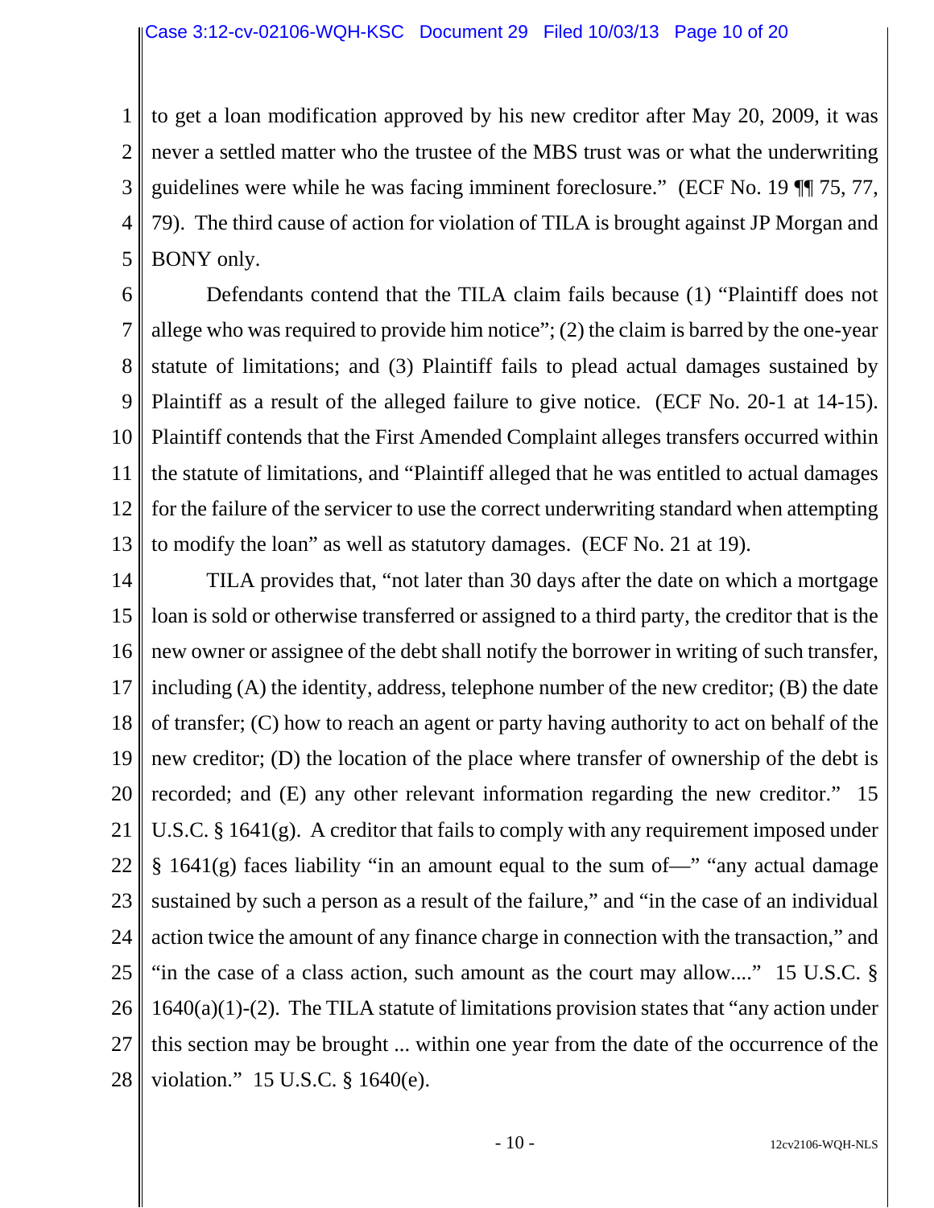to get a loan modification approved by his new creditor after May 20, 2009, it was never a settled matter who the trustee of the MBS trust was or what the underwriting guidelines were while he was facing imminent foreclosure." (ECF No. 19 ¶¶ 75, 77, 79). The third cause of action for violation of TILA is brought against JP Morgan and BONY only.

Defendants contend that the TILA claim fails because (1) "Plaintiff does not allege who was required to provide him notice"; (2) the claim is barred by the one-year statute of limitations; and (3) Plaintiff fails to plead actual damages sustained by Plaintiff as a result of the alleged failure to give notice. (ECF No. 20-1 at 14-15). Plaintiff contends that the First Amended Complaint alleges transfers occurred within the statute of limitations, and "Plaintiff alleged that he was entitled to actual damages for the failure of the servicer to use the correct underwriting standard when attempting to modify the loan" as well as statutory damages. (ECF No. 21 at 19).

TILA provides that, "not later than 30 days after the date on which a mortgage loan is sold or otherwise transferred or assigned to a third party, the creditor that is the new owner or assignee of the debt shall notify the borrower in writing of such transfer, including (A) the identity, address, telephone number of the new creditor; (B) the date of transfer; (C) how to reach an agent or party having authority to act on behalf of the new creditor; (D) the location of the place where transfer of ownership of the debt is recorded; and (E) any other relevant information regarding the new creditor." 15 U.S.C. § 1641(g). A creditor that fails to comply with any requirement imposed under § 1641(g) faces liability "in an amount equal to the sum of—" "any actual damage sustained by such a person as a result of the failure," and "in the case of an individual action twice the amount of any finance charge in connection with the transaction," and "in the case of a class action, such amount as the court may allow...." 15 U.S.C. § 1640(a)(1)-(2). The TILA statute of limitations provision states that "any action under this section may be brought ... within one year from the date of the occurrence of the violation." 15 U.S.C. § 1640(e).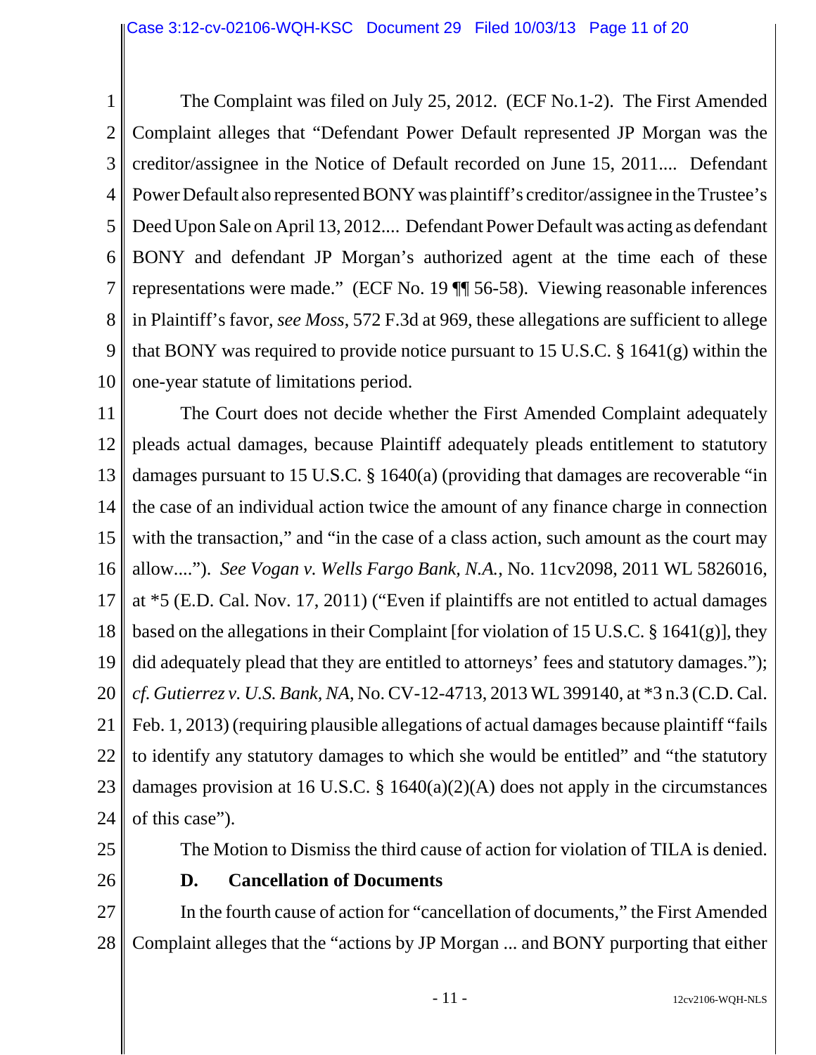The Complaint was filed on July 25, 2012. (ECF No.1-2). The First Amended Complaint alleges that "Defendant Power Default represented JP Morgan was the creditor/assignee in the Notice of Default recorded on June 15, 2011.... Defendant Power Default also represented BONY was plaintiff's creditor/assignee in the Trustee's Deed Upon Sale on April 13, 2012.... Defendant Power Default was acting as defendant BONY and defendant JP Morgan's authorized agent at the time each of these representations were made." (ECF No. 19 ¶¶ 56-58). Viewing reasonable inferences in Plaintiff's favor, *see Moss*, 572 F.3d at 969, these allegations are sufficient to allege that BONY was required to provide notice pursuant to 15 U.S.C. § 1641(g) within the one-year statute of limitations period.

The Court does not decide whether the First Amended Complaint adequately pleads actual damages, because Plaintiff adequately pleads entitlement to statutory damages pursuant to 15 U.S.C. § 1640(a) (providing that damages are recoverable "in the case of an individual action twice the amount of any finance charge in connection with the transaction," and "in the case of a class action, such amount as the court may allow...."). *See Vogan v. Wells Fargo Bank, N.A.*, No. 11cv2098, 2011 WL 5826016, at *5 (E.D. Cal. Nov. 17, 2011) ("Even if plaintiffs are not entitled to actual damages based on the allegations in their Complaint [for violation of 15 U.S.C. § 1641(g)], they did adequately plead that they are entitled to attorneys' fees and statutory damages."); *cf. Gutierrez v. U.S. Bank, NA*, No. CV-12-4713, 2013 WL 399140, at *3 n.3 (C.D. Cal. Feb. 1, 2013) (requiring plausible allegations of actual damages because plaintiff "fails to identify any statutory damages to which she would be entitled" and "the statutory damages provision at 16 U.S.C. § 1640(a)(2)(A) does not apply in the circumstances of this case").

The Motion to Dismiss the third cause of action for violation of TILA is denied.

**D. Cancellation of Documents**

In the fourth cause of action for "cancellation of documents," the First Amended Complaint alleges that the "actions by JP Morgan ... and BONY purporting that either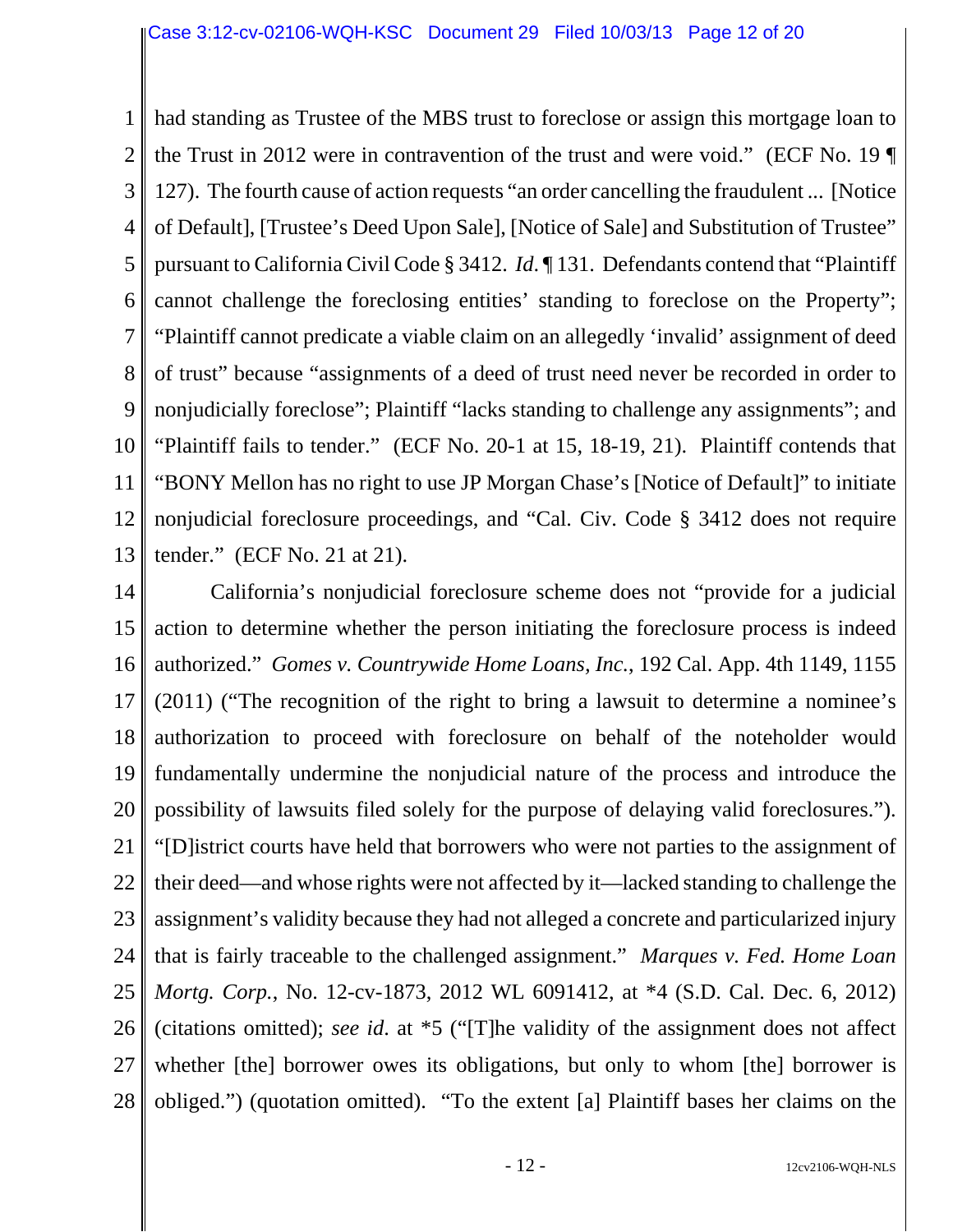had standing as Trustee of the MBS trust to foreclose or assign this mortgage loan to the Trust in 2012 were in contravention of the trust and were void." (ECF No. 19 ¶ 127). The fourth cause of action requests "an order cancelling the fraudulent ... [Notice of Default], [Trustee's Deed Upon Sale], [Notice of Sale] and Substitution of Trustee" pursuant to California Civil Code § 3412. *Id.* ¶ 131. Defendants contend that "Plaintiff cannot challenge the foreclosing entities' standing to foreclose on the Property"; "Plaintiff cannot predicate a viable claim on an allegedly 'invalid' assignment of deed of trust" because "assignments of a deed of trust need never be recorded in order to nonjudicially foreclose"; Plaintiff "lacks standing to challenge any assignments"; and "Plaintiff fails to tender." (ECF No. 20-1 at 15, 18-19, 21). Plaintiff contends that "BONY Mellon has no right to use JP Morgan Chase's [Notice of Default]" to initiate nonjudicial foreclosure proceedings, and "Cal. Civ. Code § 3412 does not require tender." (ECF No. 21 at 21).

California's nonjudicial foreclosure scheme does not "provide for a judicial action to determine whether the person initiating the foreclosure process is indeed authorized." *Gomes v. Countrywide Home Loans, Inc.*, 192 Cal. App. 4th 1149, 1155 (2011) ("The recognition of the right to bring a lawsuit to determine a nominee's authorization to proceed with foreclosure on behalf of the noteholder would fundamentally undermine the nonjudicial nature of the process and introduce the possibility of lawsuits filed solely for the purpose of delaying valid foreclosures."). "[D]istrict courts have held that borrowers who were not parties to the assignment of their deed—and whose rights were not affected by it—lacked standing to challenge the assignment's validity because they had not alleged a concrete and particularized injury that is fairly traceable to the challenged assignment." *Marques v. Fed. Home Loan Mortg. Corp.*, No. 12-cv-1873, 2012 WL 6091412, at *4 (S.D. Cal. Dec. 6, 2012) (citations omitted); *see id.* at *5 ("[T]he validity of the assignment does not affect whether [the] borrower owes its obligations, but only to whom [the] borrower is obliged.") (quotation omitted). "To the extent [a] Plaintiff bases her claims on the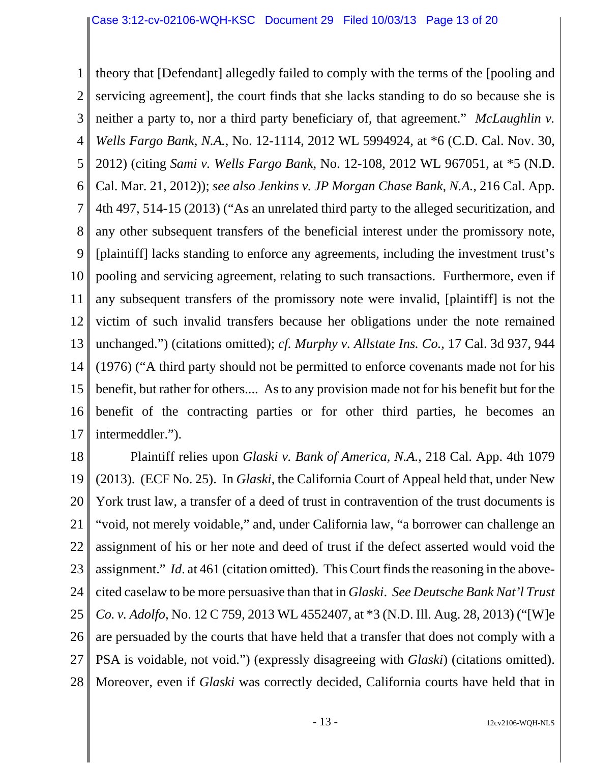theory that [Defendant] allegedly failed to comply with the terms of the [pooling and servicing agreement], the court finds that she lacks standing to do so because she is neither a party to, nor a third party beneficiary of, that agreement." *McLaughlin v. Wells Fargo Bank, N.A.*, No. 12-1114, 2012 WL 5994924, at *6 (C.D. Cal. Nov. 30, 2012) (citing *Sami v. Wells Fargo Bank*, No. 12-108, 2012 WL 967051, at *5 (N.D. Cal. Mar. 21, 2012)); *see also Jenkins v. JP Morgan Chase Bank, N.A.*, 216 Cal. App. 4th 497, 514-15 (2013) ("As an unrelated third party to the alleged securitization, and any other subsequent transfers of the beneficial interest under the promissory note, [plaintiff] lacks standing to enforce any agreements, including the investment trust's pooling and servicing agreement, relating to such transactions. Furthermore, even if any subsequent transfers of the promissory note were invalid, [plaintiff] is not the victim of such invalid transfers because her obligations under the note remained unchanged.") (citations omitted); *cf. Murphy v. Allstate Ins. Co.*, 17 Cal. 3d 937, 944 (1976) ("A third party should not be permitted to enforce covenants made not for his benefit, but rather for others.... As to any provision made not for his benefit but for the benefit of the contracting parties or for other third parties, he becomes an intermeddler.").

Plaintiff relies upon *Glaski v. Bank of America, N.A.*, 218 Cal. App. 4th 1079 (2013). (ECF No. 25). In *Glaski*, the California Court of Appeal held that, under New York trust law, a transfer of a deed of trust in contravention of the trust documents is "void, not merely voidable," and, under California law, "a borrower can challenge an assignment of his or her note and deed of trust if the defect asserted would void the assignment." *Id*. at 461 (citation omitted). This Court finds the reasoning in the above-cited caselaw to be more persuasive than that in *Glaski*. *See Deutsche Bank Nat'l Trust Co. v. Adolfo*, No. 12 C 759, 2013 WL 4552407, at *3 (N.D. Ill. Aug. 28, 2013) ("[W]e are persuaded by the courts that have held that a transfer that does not comply with a PSA is voidable, not void.") (expressly disagreeing with *Glaski*) (citations omitted). Moreover, even if *Glaski* was correctly decided, California courts have held that in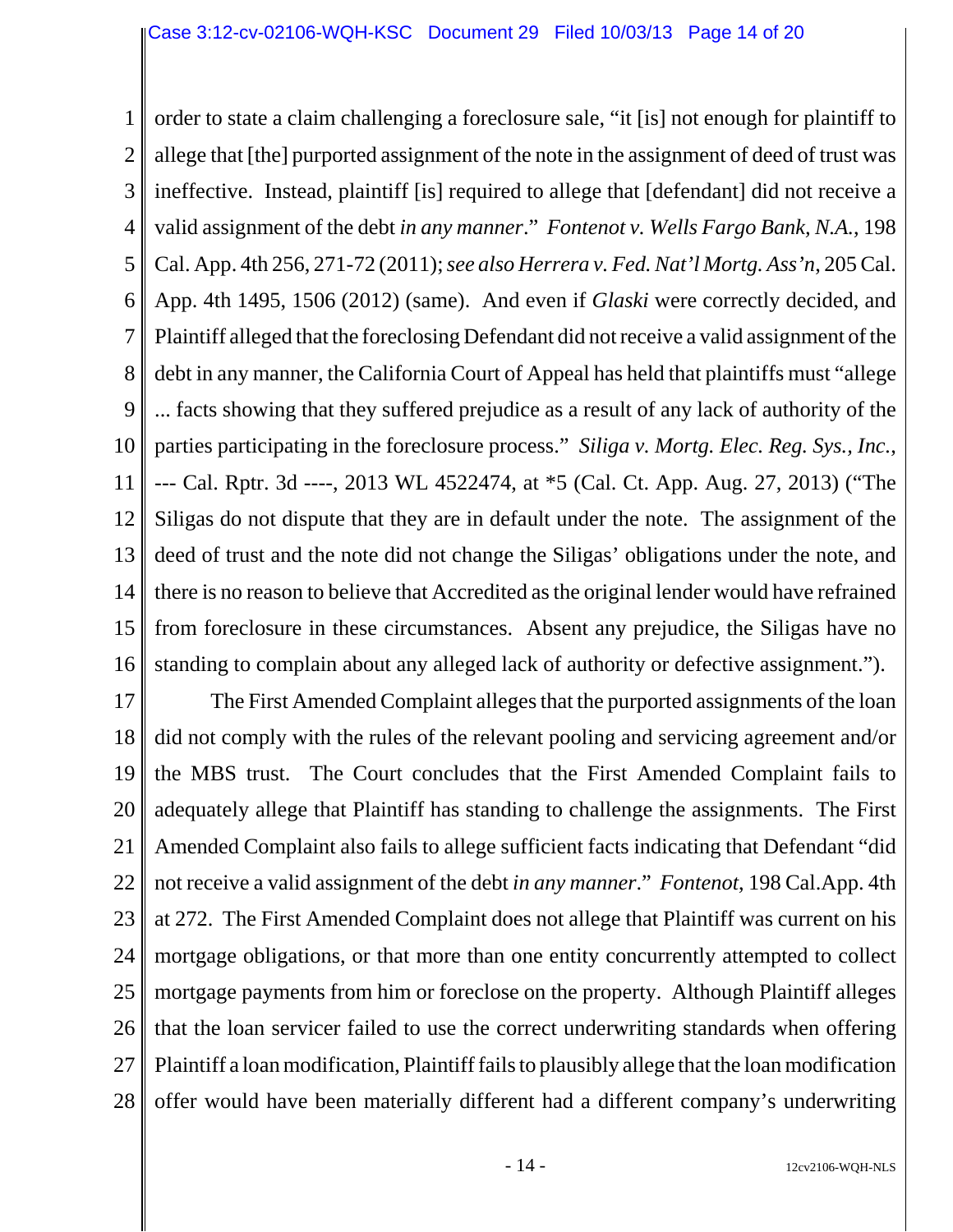order to state a claim challenging a foreclosure sale, "it [is] not enough for plaintiff to allege that [the] purported assignment of the note in the assignment of deed of trust was ineffective. Instead, plaintiff [is] required to allege that [defendant] did not receive a valid assignment of the debt *in any manner*." *Fontenot v. Wells Fargo Bank, N.A.*, 198 Cal. App. 4th 256, 271-72 (2011); *see also Herrera v. Fed. Nat'l Mortg. Ass'n*, 205 Cal. App. 4th 1495, 1506 (2012) (same). And even if *Glaski* were correctly decided, and Plaintiff alleged that the foreclosing Defendant did not receive a valid assignment of the debt in any manner, the California Court of Appeal has held that plaintiffs must "allege ... facts showing that they suffered prejudice as a result of any lack of authority of the parties participating in the foreclosure process." *Siliga v. Mortg. Elec. Reg. Sys., Inc.*, --- Cal. Rptr. 3d ----, 2013 WL 4522474, at *5 (Cal. Ct. App. Aug. 27, 2013) ("The Siligas do not dispute that they are in default under the note. The assignment of the deed of trust and the note did not change the Siligas' obligations under the note, and there is no reason to believe that Accredited as the original lender would have refrained from foreclosure in these circumstances. Absent any prejudice, the Siligas have no standing to complain about any alleged lack of authority or defective assignment.").

The First Amended Complaint alleges that the purported assignments of the loan did not comply with the rules of the relevant pooling and servicing agreement and/or the MBS trust. The Court concludes that the First Amended Complaint fails to adequately allege that Plaintiff has standing to challenge the assignments. The First Amended Complaint also fails to allege sufficient facts indicating that Defendant "did not receive a valid assignment of the debt *in any manner*." *Fontenot*, 198 Cal.App. 4th at 272. The First Amended Complaint does not allege that Plaintiff was current on his mortgage obligations, or that more than one entity concurrently attempted to collect mortgage payments from him or foreclose on the property. Although Plaintiff alleges that the loan servicer failed to use the correct underwriting standards when offering Plaintiff a loan modification, Plaintiff fails to plausibly allege that the loan modification offer would have been materially different had a different company's underwriting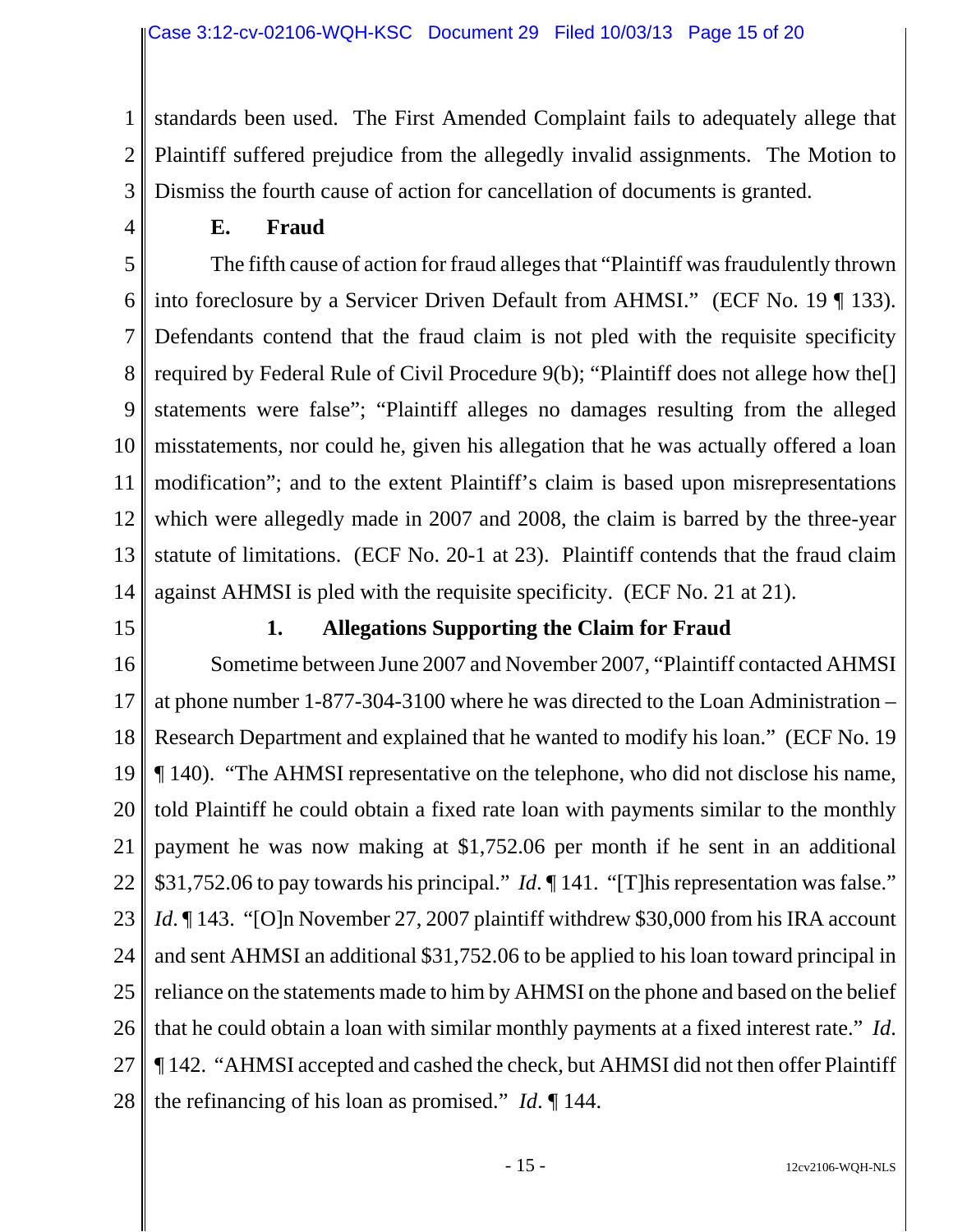standards been used. The First Amended Complaint fails to adequately allege that Plaintiff suffered prejudice from the allegedly invalid assignments. The Motion to Dismiss the fourth cause of action for cancellation of documents is granted.

### E. Fraud

The fifth cause of action for fraud alleges that "Plaintiff was fraudulently thrown into foreclosure by a Servicer Driven Default from AHMSI." (ECF No. 19 ¶ 133). Defendants contend that the fraud claim is not pled with the requisite specificity required by Federal Rule of Civil Procedure 9(b); "Plaintiff does not allege how the[] statements were false"; "Plaintiff alleges no damages resulting from the alleged misstatements, nor could he, given his allegation that he was actually offered a loan modification"; and to the extent Plaintiff's claim is based upon misrepresentations which were allegedly made in 2007 and 2008, the claim is barred by the three-year statute of limitations. (ECF No. 20-1 at 23). Plaintiff contends that the fraud claim against AHMSI is pled with the requisite specificity. (ECF No. 21 at 21).

#### 1. Allegations Supporting the Claim for Fraud

Sometime between June 2007 and November 2007, "Plaintiff contacted AHMSI at phone number 1-877-304-3100 where he was directed to the Loan Administration – Research Department and explained that he wanted to modify his loan." (ECF No. 19 ¶ 140). "The AHMSI representative on the telephone, who did not disclose his name, told Plaintiff he could obtain a fixed rate loan with payments similar to the monthly payment he was now making at $1,752.06 per month if he sent in an additional $31,752.06 to pay towards his principal." *Id.* ¶ 141. "[T]his representation was false." *Id.* ¶ 143. "[O]n November 27, 2007 plaintiff withdrew $30,000 from his IRA account and sent AHMSI an additional $31,752.06 to be applied to his loan toward principal in reliance on the statements made to him by AHMSI on the phone and based on the belief that he could obtain a loan with similar monthly payments at a fixed interest rate." *Id.* ¶ 142. "AHMSI accepted and cashed the check, but AHMSI did not then offer Plaintiff the refinancing of his loan as promised." *Id.* ¶ 144.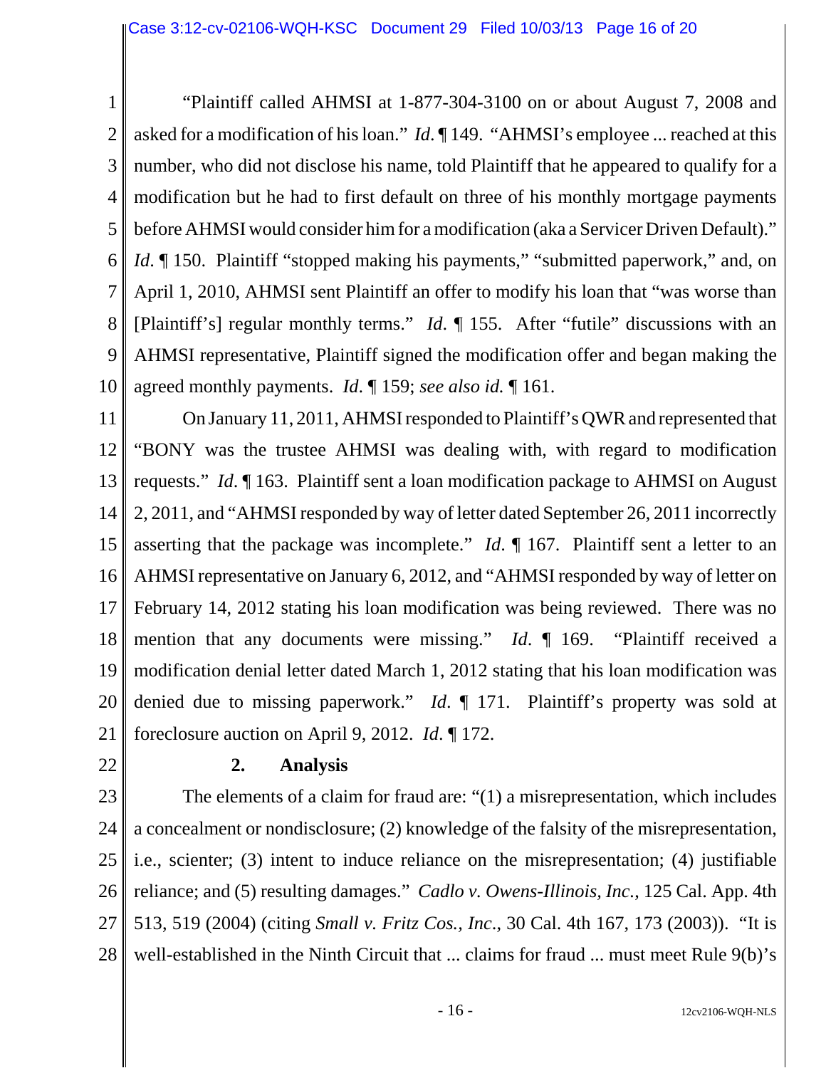"Plaintiff called AHMSI at 1-877-304-3100 on or about August 7, 2008 and asked for a modification of his loan." *Id.* ¶ 149. "AHMSI's employee ... reached at this number, who did not disclose his name, told Plaintiff that he appeared to qualify for a modification but he had to first default on three of his monthly mortgage payments before AHMSI would consider him for a modification (aka a Servicer Driven Default)." *Id.* ¶ 150. Plaintiff "stopped making his payments," "submitted paperwork," and, on April 1, 2010, AHMSI sent Plaintiff an offer to modify his loan that "was worse than [Plaintiff's] regular monthly terms." *Id.* ¶ 155. After "futile" discussions with an AHMSI representative, Plaintiff signed the modification offer and began making the agreed monthly payments. *Id.* ¶ 159; *see also id.* ¶ 161.

On January 11, 2011, AHMSI responded to Plaintiff's QWR and represented that "BONY was the trustee AHMSI was dealing with, with regard to modification requests." *Id.* ¶ 163. Plaintiff sent a loan modification package to AHMSI on August 2, 2011, and "AHMSI responded by way of letter dated September 26, 2011 incorrectly asserting that the package was incomplete." *Id.* ¶ 167. Plaintiff sent a letter to an AHMSI representative on January 6, 2012, and "AHMSI responded by way of letter on February 14, 2012 stating his loan modification was being reviewed. There was no mention that any documents were missing." *Id.* ¶ 169. "Plaintiff received a modification denial letter dated March 1, 2012 stating that his loan modification was denied due to missing paperwork." *Id.* ¶ 171. Plaintiff's property was sold at foreclosure auction on April 9, 2012. *Id.* ¶ 172.

**2. Analysis**

The elements of a claim for fraud are: "(1) a misrepresentation, which includes a concealment or nondisclosure; (2) knowledge of the falsity of the misrepresentation, i.e., scienter; (3) intent to induce reliance on the misrepresentation; (4) justifiable reliance; and (5) resulting damages." *Cadlo v. Owens-Illinois, Inc.*, 125 Cal. App. 4th 513, 519 (2004) (citing *Small v. Fritz Cos., Inc.*, 30 Cal. 4th 167, 173 (2003)). "It is well-established in the Ninth Circuit that ... claims for fraud ... must meet Rule 9(b)'s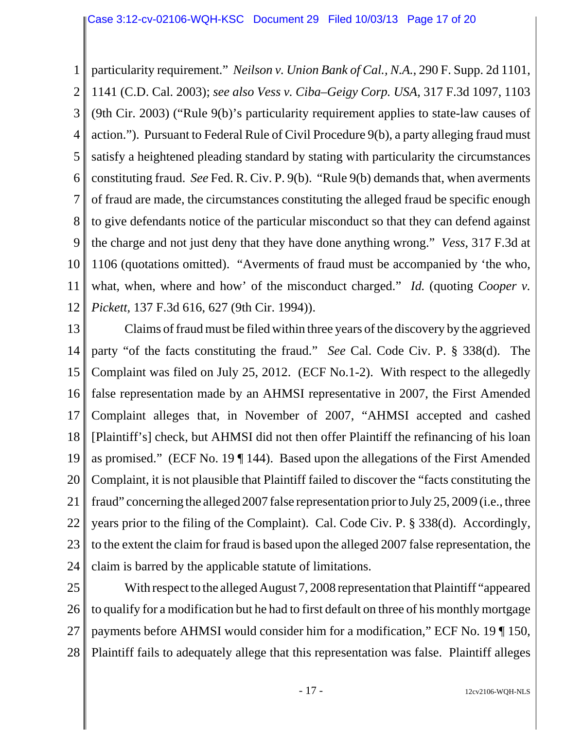particularity requirement." *Neilson v. Union Bank of Cal., N.A.*, 290 F. Supp. 2d 1101, 1141 (C.D. Cal. 2003); *see also Vess v. Ciba–Geigy Corp. USA*, 317 F.3d 1097, 1103 (9th Cir. 2003) ("Rule 9(b)'s particularity requirement applies to state-law causes of action."). Pursuant to Federal Rule of Civil Procedure 9(b), a party alleging fraud must satisfy a heightened pleading standard by stating with particularity the circumstances constituting fraud. *See* Fed. R. Civ. P. 9(b). "Rule 9(b) demands that, when averments of fraud are made, the circumstances constituting the alleged fraud be specific enough to give defendants notice of the particular misconduct so that they can defend against the charge and not just deny that they have done anything wrong." *Vess*, 317 F.3d at 1106 (quotations omitted). "Averments of fraud must be accompanied by 'the who, what, when, where and how' of the misconduct charged." *Id.* (quoting *Cooper v. Pickett*, 137 F.3d 616, 627 (9th Cir. 1994)).

Claims of fraud must be filed within three years of the discovery by the aggrieved party "of the facts constituting the fraud." *See* Cal. Code Civ. P. § 338(d). The Complaint was filed on July 25, 2012. (ECF No.1-2). With respect to the allegedly false representation made by an AHMSI representative in 2007, the First Amended Complaint alleges that, in November of 2007, "AHMSI accepted and cashed [Plaintiff's] check, but AHMSI did not then offer Plaintiff the refinancing of his loan as promised." (ECF No. 19 ¶ 144). Based upon the allegations of the First Amended Complaint, it is not plausible that Plaintiff failed to discover the "facts constituting the fraud" concerning the alleged 2007 false representation prior to July 25, 2009 (i.e., three years prior to the filing of the Complaint). Cal. Code Civ. P. § 338(d). Accordingly, to the extent the claim for fraud is based upon the alleged 2007 false representation, the claim is barred by the applicable statute of limitations.

With respect to the alleged August 7, 2008 representation that Plaintiff "appeared to qualify for a modification but he had to first default on three of his monthly mortgage payments before AHMSI would consider him for a modification," ECF No. 19 ¶ 150, Plaintiff fails to adequately allege that this representation was false. Plaintiff alleges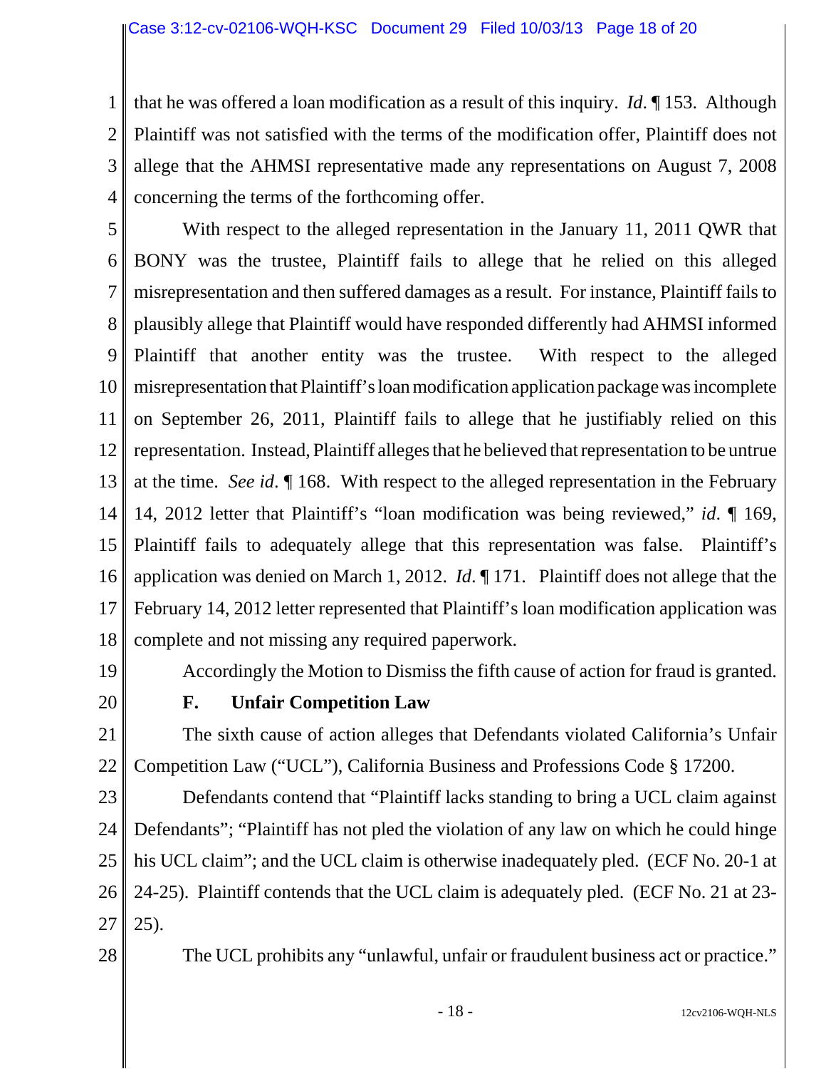that he was offered a loan modification as a result of this inquiry. *Id.* ¶ 153. Although Plaintiff was not satisfied with the terms of the modification offer, Plaintiff does not allege that the AHMSI representative made any representations on August 7, 2008 concerning the terms of the forthcoming offer.

With respect to the alleged representation in the January 11, 2011 QWR that BONY was the trustee, Plaintiff fails to allege that he relied on this alleged misrepresentation and then suffered damages as a result. For instance, Plaintiff fails to plausibly allege that Plaintiff would have responded differently had AHMSI informed Plaintiff that another entity was the trustee. With respect to the alleged misrepresentation that Plaintiff's loan modification application package was incomplete on September 26, 2011, Plaintiff fails to allege that he justifiably relied on this representation. Instead, Plaintiff alleges that he believed that representation to be untrue at the time. *See id.* ¶ 168. With respect to the alleged representation in the February 14, 2012 letter that Plaintiff's "loan modification was being reviewed," *id.* ¶ 169, Plaintiff fails to adequately allege that this representation was false. Plaintiff's application was denied on March 1, 2012. *Id.* ¶ 171. Plaintiff does not allege that the February 14, 2012 letter represented that Plaintiff's loan modification application was complete and not missing any required paperwork.

Accordingly the Motion to Dismiss the fifth cause of action for fraud is granted.

### F. Unfair Competition Law

The sixth cause of action alleges that Defendants violated California's Unfair Competition Law ("UCL"), California Business and Professions Code § 17200.

Defendants contend that "Plaintiff lacks standing to bring a UCL claim against Defendants"; "Plaintiff has not pled the violation of any law on which he could hinge his UCL claim"; and the UCL claim is otherwise inadequately pled. (ECF No. 20-1 at 24-25). Plaintiff contends that the UCL claim is adequately pled. (ECF No. 21 at 23-25).

The UCL prohibits any "unlawful, unfair or fraudulent business act or practice."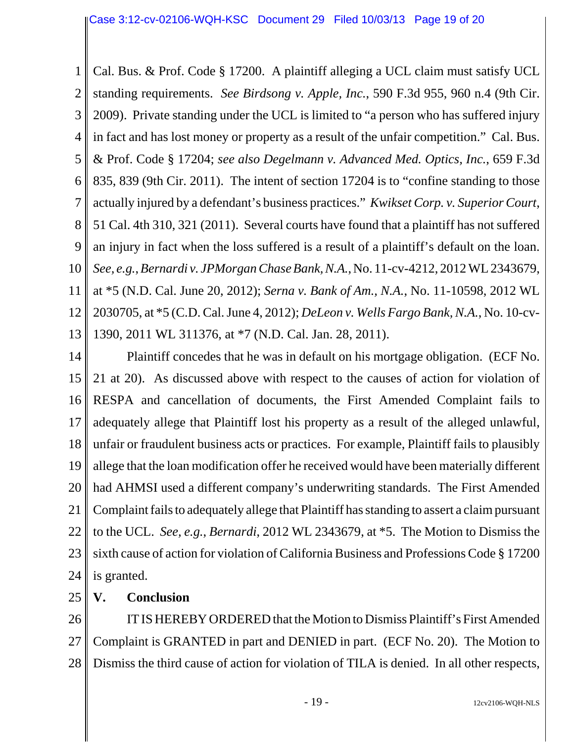Cal. Bus. & Prof. Code § 17200. A plaintiff alleging a UCL claim must satisfy UCL standing requirements. *See Birdsong v. Apple, Inc.*, 590 F.3d 955, 960 n.4 (9th Cir. 2009). Private standing under the UCL is limited to "a person who has suffered injury in fact and has lost money or property as a result of the unfair competition." Cal. Bus. & Prof. Code § 17204; *see also Degelmann v. Advanced Med. Optics, Inc.*, 659 F.3d 835, 839 (9th Cir. 2011). The intent of section 17204 is to "confine standing to those actually injured by a defendant's business practices." *Kwikset Corp. v. Superior Court*, 51 Cal. 4th 310, 321 (2011). Several courts have found that a plaintiff has not suffered an injury in fact when the loss suffered is a result of a plaintiff's default on the loan. *See, e.g.*, *Bernardi v. JPMorgan Chase Bank, N.A.*, No. 11-cv-4212, 2012 WL 2343679, at *5 (N.D. Cal. June 20, 2012); *Serna v. Bank of Am., N.A.*, No. 11-10598, 2012 WL 2030705, at *5 (C.D. Cal. June 4, 2012); *DeLeon v. Wells Fargo Bank, N.A.*, No. 10-cv-1390, 2011 WL 311376, at *7 (N.D. Cal. Jan. 28, 2011).

Plaintiff concedes that he was in default on his mortgage obligation. (ECF No. 21 at 20). As discussed above with respect to the causes of action for violation of RESPA and cancellation of documents, the First Amended Complaint fails to adequately allege that Plaintiff lost his property as a result of the alleged unlawful, unfair or fraudulent business acts or practices. For example, Plaintiff fails to plausibly allege that the loan modification offer he received would have been materially different had AHMSI used a different company's underwriting standards. The First Amended Complaint fails to adequately allege that Plaintiff has standing to assert a claim pursuant to the UCL. *See, e.g.*, *Bernardi*, 2012 WL 2343679, at *5. The Motion to Dismiss the sixth cause of action for violation of California Business and Professions Code § 17200 is granted.

## V. Conclusion

IT IS HEREBY ORDERED that the Motion to Dismiss Plaintiff's First Amended Complaint is GRANTED in part and DENIED in part. (ECF No. 20). The Motion to Dismiss the third cause of action for violation of TILA is denied. In all other respects,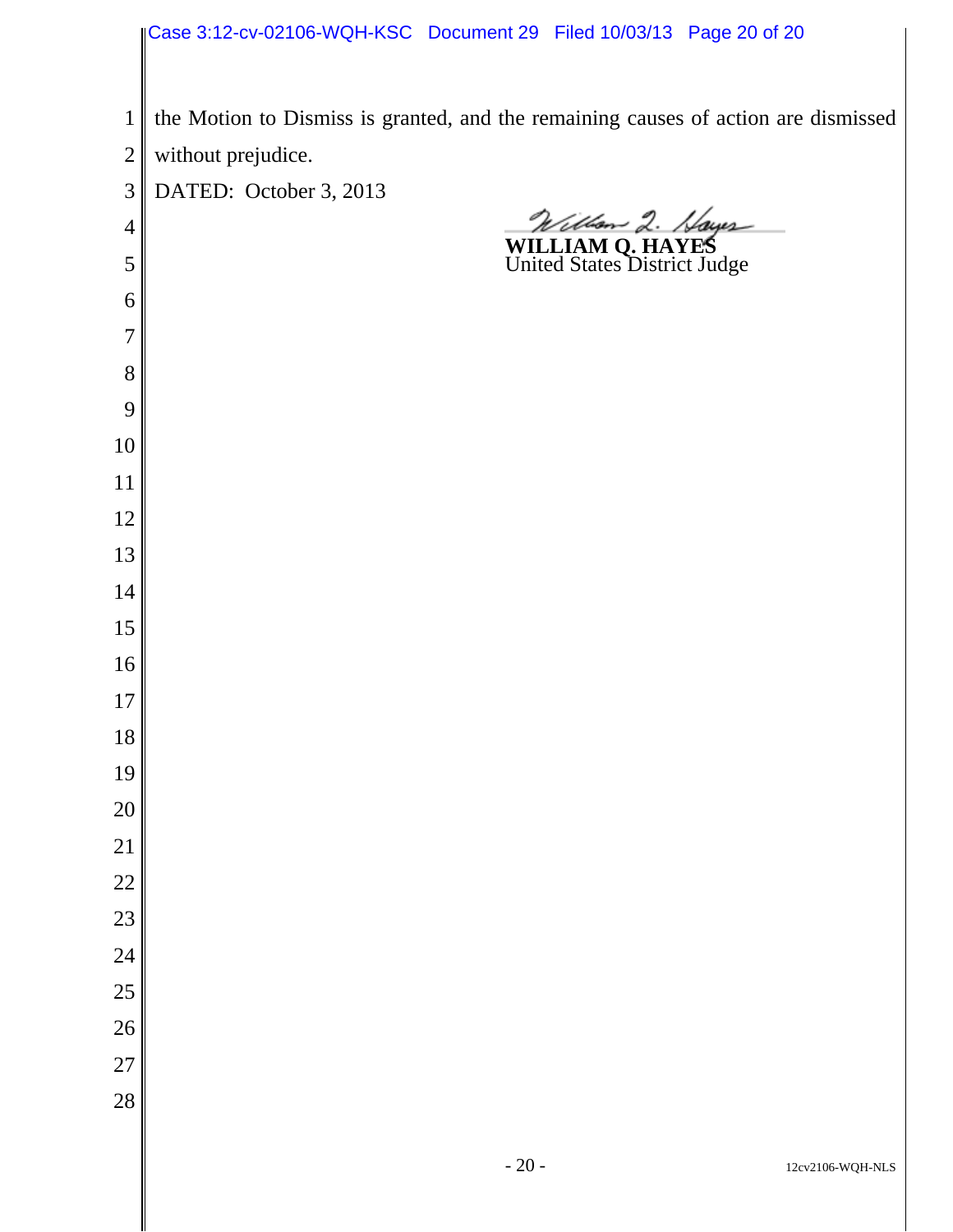the Motion to Dismiss is granted, and the remaining causes of action are dismissed without prejudice.

DATED: October 3, 2013

**WILLIAM Q. HAYES**
United States District Judge